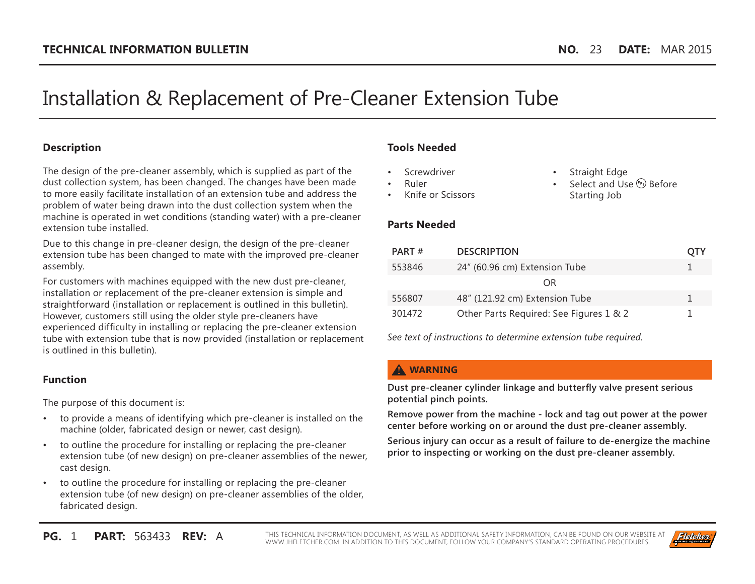**TECHNICAL INFORMATION BULLETIN** **NO.** 23 **DATE:** MAR 2015

# Installation & Replacement of Pre-Cleaner Extension Tube

## Description

The design of the pre-cleaner assembly, which is supplied as part of the dust collection system, has been changed. The changes have been made to more easily facilitate installation of an extension tube and address the problem of water being drawn into the dust collection system when the machine is operated in wet conditions (standing water) with a pre-cleaner extension tube installed.

Due to this change in pre-cleaner design, the design of the pre-cleaner extension tube has been changed to mate with the improved pre-cleaner assembly.

For customers with machines equipped with the new dust pre-cleaner, installation or replacement of the pre-cleaner extension is simple and straightforward (installation or replacement is outlined in this bulletin). However, customers still using the older style pre-cleaners have experienced difficulty in installing or replacing the pre-cleaner extension tube with extension tube that is now provided (installation or replacement is outlined in this bulletin).

## Function

The purpose of this document is:

- to provide a means of identifying which pre-cleaner is installed on the machine (older, fabricated design or newer, cast design).
- to outline the procedure for installing or replacing the pre-cleaner extension tube (of new design) on pre-cleaner assemblies of the newer, cast design.
- to outline the procedure for installing or replacing the pre-cleaner extension tube (of new design) on pre-cleaner assemblies of the older, fabricated design.

## Tools Needed

- Screwdriver
- Ruler
- Knife or Scissors
- Straight Edge
- Select and Use PPE Before Starting Job

## Parts Needed

| PART # | DESCRIPTION | QTY |
|---|---|---|
| 553846 | 24" (60.96 cm) Extension Tube | 1 |
| | OR | |
| 556807 | 48" (121.92 cm) Extension Tube | 1 |
| 301472 | Other Parts Required: See Figures 1 & 2 | 1 |

*See text of instructions to determine extension tube required.*

**⚠ WARNING**

**Dust pre-cleaner cylinder linkage and butterfly valve present serious potential pinch points.**

**Remove power from the machine - lock and tag out power at the power center before working on or around the dust pre-cleaner assembly.**

**Serious injury can occur as a result of failure to de-energize the machine prior to inspecting or working on the dust pre-cleaner assembly.**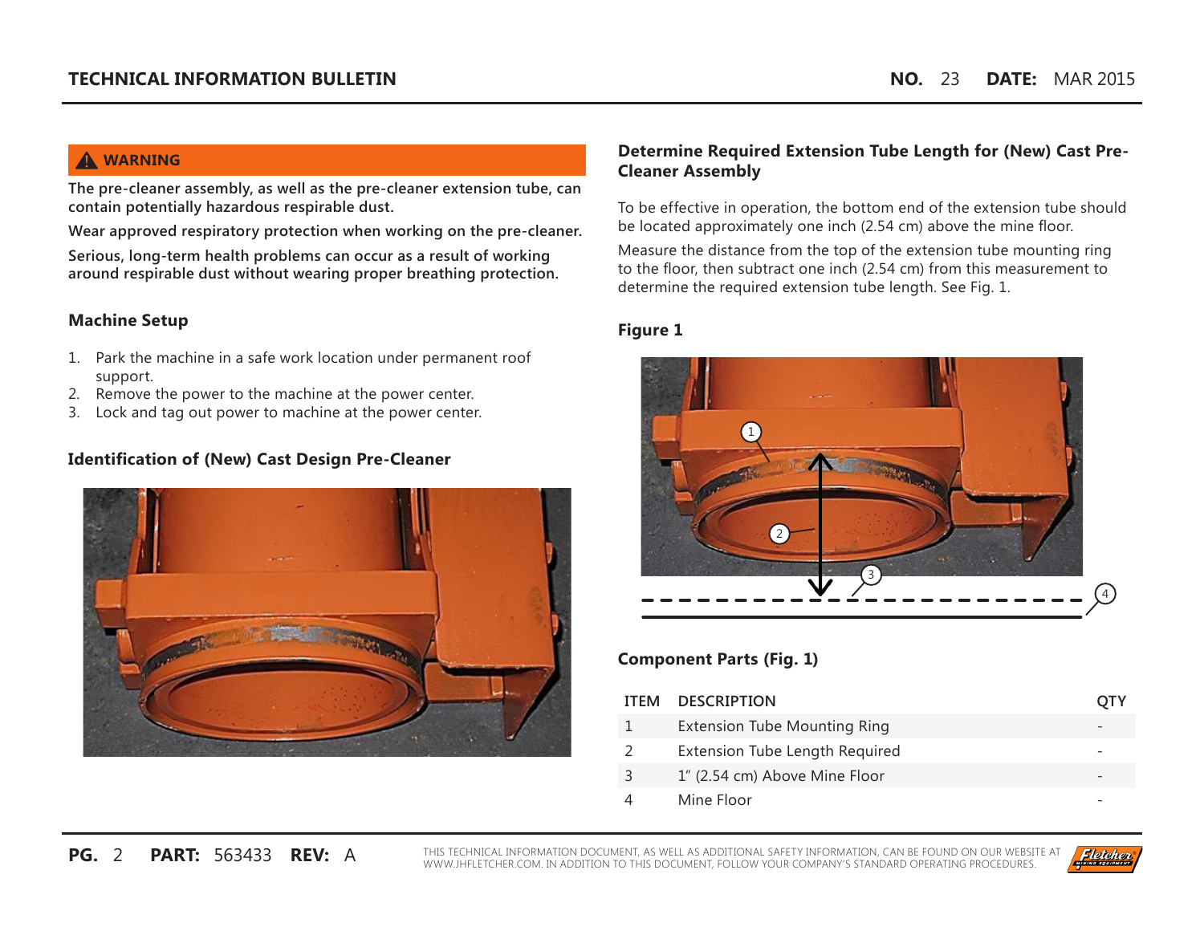**⚠ WARNING**

**The pre-cleaner assembly, as well as the pre-cleaner extension tube, can contain potentially hazardous respirable dust.**

**Wear approved respiratory protection when working on the pre-cleaner.**

**Serious, long-term health problems can occur as a result of working around respirable dust without wearing proper breathing protection.**

## Machine Setup

1. Park the machine in a safe work location under permanent roof support.
2. Remove the power to the machine at the power center.
3. Lock and tag out power to machine at the power center.

## Identification of (New) Cast Design Pre-Cleaner

## Determine Required Extension Tube Length for (New) Cast Pre-Cleaner Assembly

To be effective in operation, the bottom end of the extension tube should be located approximately one inch (2.54 cm) above the mine floor.

Measure the distance from the top of the extension tube mounting ring to the floor, then subtract one inch (2.54 cm) from this measurement to determine the required extension tube length. See Fig. 1.

### Figure 1

### Component Parts (Fig. 1)

| ITEM | DESCRIPTION | QTY |
|---|---|---|
| 1 | Extension Tube Mounting Ring | - |
| 2 | Extension Tube Length Required | - |
| 3 | 1″ (2.54 cm) Above Mine Floor | - |
| 4 | Mine Floor | - |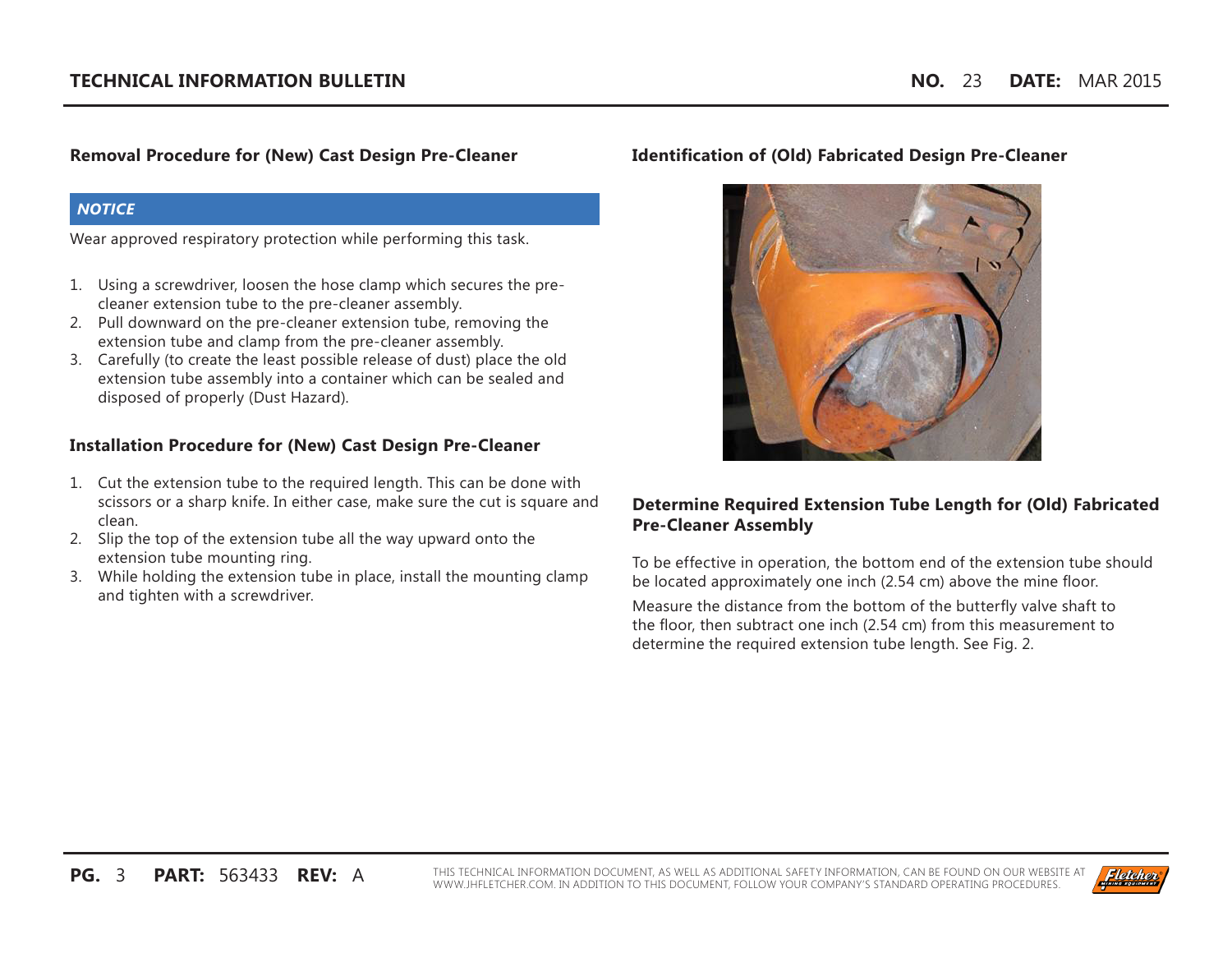## Removal Procedure for (New) Cast Design Pre-Cleaner

***NOTICE***

Wear approved respiratory protection while performing this task.

1. Using a screwdriver, loosen the hose clamp which secures the pre-cleaner extension tube to the pre-cleaner assembly.
2. Pull downward on the pre-cleaner extension tube, removing the extension tube and clamp from the pre-cleaner assembly.
3. Carefully (to create the least possible release of dust) place the old extension tube assembly into a container which can be sealed and disposed of properly (Dust Hazard).

## Installation Procedure for (New) Cast Design Pre-Cleaner

1. Cut the extension tube to the required length. This can be done with scissors or a sharp knife. In either case, make sure the cut is square and clean.
2. Slip the top of the extension tube all the way upward onto the extension tube mounting ring.
3. While holding the extension tube in place, install the mounting clamp and tighten with a screwdriver.

## Identification of (Old) Fabricated Design Pre-Cleaner

## Determine Required Extension Tube Length for (Old) Fabricated Pre-Cleaner Assembly

To be effective in operation, the bottom end of the extension tube should be located approximately one inch (2.54 cm) above the mine floor.

Measure the distance from the bottom of the butterfly valve shaft to the floor, then subtract one inch (2.54 cm) from this measurement to determine the required extension tube length. See Fig. 2.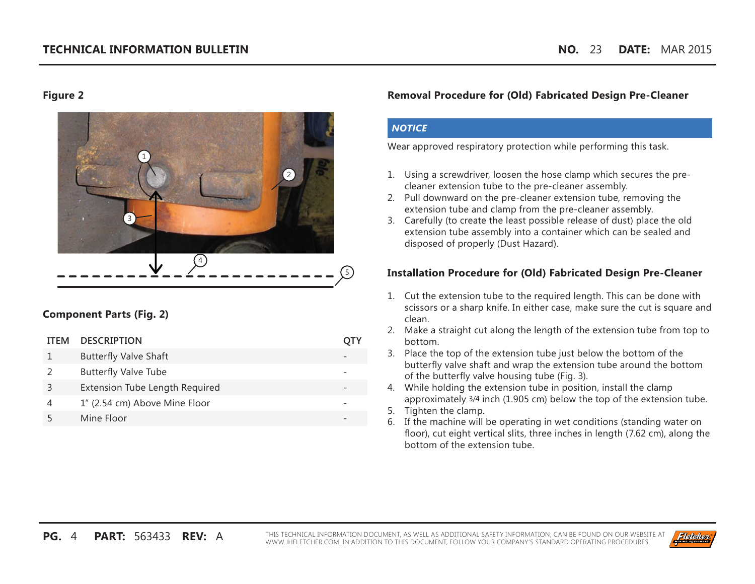## Figure 2

## Component Parts (Fig. 2)

| ITEM | DESCRIPTION | QTY |
|---|---|---|
| 1 | Butterfly Valve Shaft | - |
| 2 | Butterfly Valve Tube | - |
| 3 | Extension Tube Length Required | - |
| 4 | 1" (2.54 cm) Above Mine Floor | - |
| 5 | Mine Floor | - |

## Removal Procedure for (Old) Fabricated Design Pre-Cleaner

***NOTICE***

Wear approved respiratory protection while performing this task.

1. Using a screwdriver, loosen the hose clamp which secures the pre-cleaner extension tube to the pre-cleaner assembly.
2. Pull downward on the pre-cleaner extension tube, removing the extension tube and clamp from the pre-cleaner assembly.
3. Carefully (to create the least possible release of dust) place the old extension tube assembly into a container which can be sealed and disposed of properly (Dust Hazard).

## Installation Procedure for (Old) Fabricated Design Pre-Cleaner

1. Cut the extension tube to the required length. This can be done with scissors or a sharp knife. In either case, make sure the cut is square and clean.
2. Make a straight cut along the length of the extension tube from top to bottom.
3. Place the top of the extension tube just below the bottom of the butterfly valve shaft and wrap the extension tube around the bottom of the butterfly valve housing tube (Fig. 3).
4. While holding the extension tube in position, install the clamp approximately 3/4 inch (1.905 cm) below the top of the extension tube.
5. Tighten the clamp.
6. If the machine will be operating in wet conditions (standing water on floor), cut eight vertical slits, three inches in length (7.62 cm), along the bottom of the extension tube.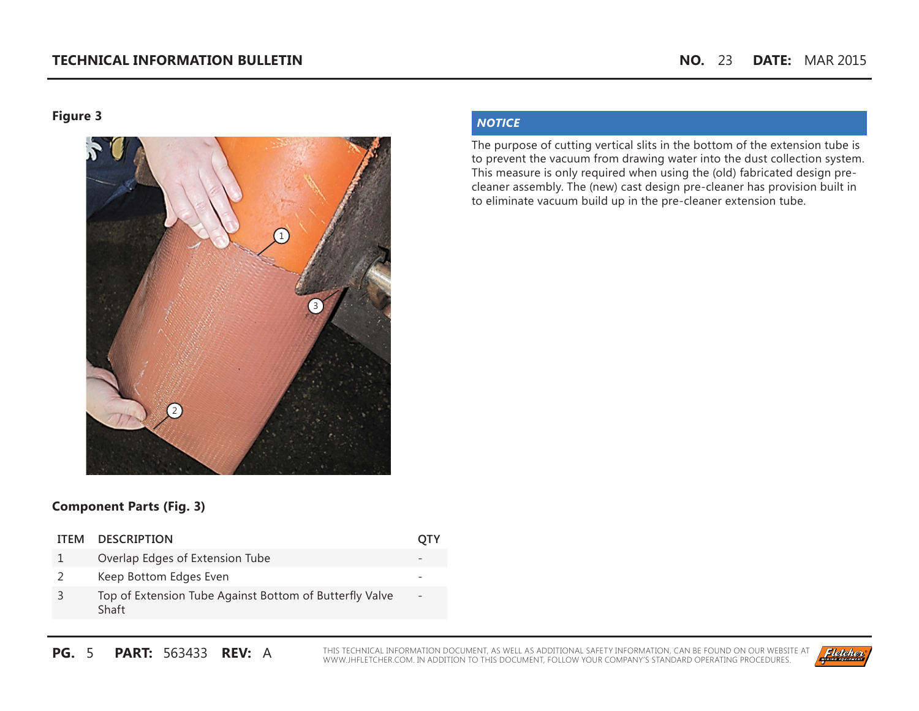**Figure 3**

**Component Parts (Fig. 3)**

| ITEM | DESCRIPTION | QTY |
|---|---|---|
| 1 | Overlap Edges of Extension Tube | - |
| 2 | Keep Bottom Edges Even | - |
| 3 | Top of Extension Tube Against Bottom of Butterfly Valve Shaft | - |

***NOTICE***

The purpose of cutting vertical slits in the bottom of the extension tube is to prevent the vacuum from drawing water into the dust collection system. This measure is only required when using the (old) fabricated design pre-cleaner assembly. The (new) cast design pre-cleaner has provision built in to eliminate vacuum build up in the pre-cleaner extension tube.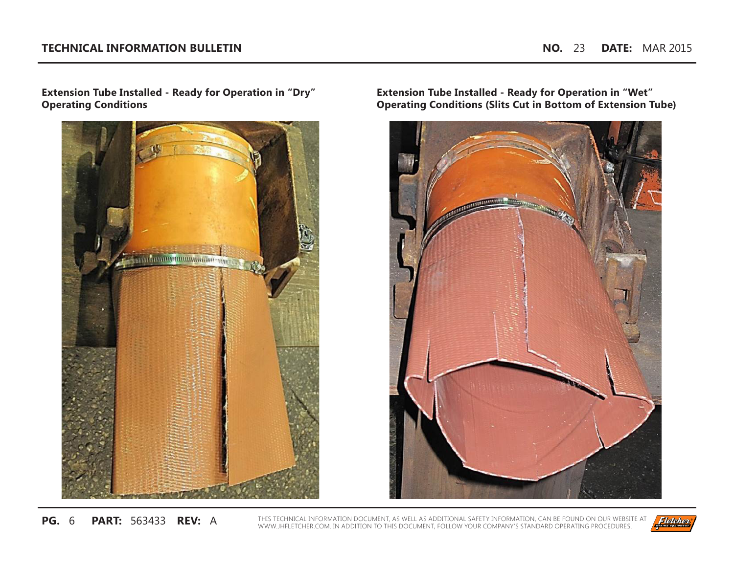**Extension Tube Installed - Ready for Operation in "Dry" Operating Conditions**

**Extension Tube Installed - Ready for Operation in "Wet" Operating Conditions (Slits Cut in Bottom of Extension Tube)**

THIS TECHNICAL INFORMATION DOCUMENT, AS WELL AS ADDITIONAL SAFETY INFORMATION, CAN BE FOUND ON OUR WEBSITE AT WWW.JHFLETCHER.COM. IN ADDITION TO THIS DOCUMENT, FOLLOW YOUR COMPANY'S STANDARD OPERATING PROCEDURES.